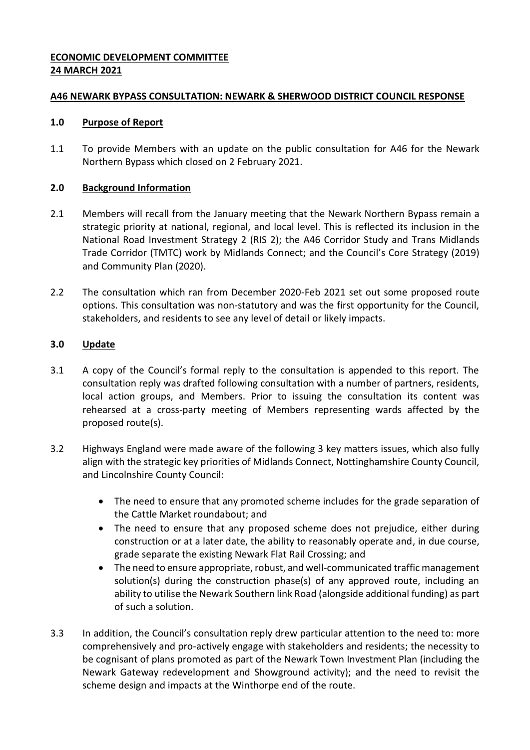**ECONOMIC DEVELOPMENT COMMITTEE**
**24 MARCH 2021**

**A46 NEWARK BYPASS CONSULTATION: NEWARK & SHERWOOD DISTRICT COUNCIL RESPONSE**

**1.0 Purpose of Report**

1.1 To provide Members with an update on the public consultation for A46 for the Newark Northern Bypass which closed on 2 February 2021.

**2.0 Background Information**

2.1 Members will recall from the January meeting that the Newark Northern Bypass remain a strategic priority at national, regional, and local level. This is reflected its inclusion in the National Road Investment Strategy 2 (RIS 2); the A46 Corridor Study and Trans Midlands Trade Corridor (TMTC) work by Midlands Connect; and the Council's Core Strategy (2019) and Community Plan (2020).

2.2 The consultation which ran from December 2020-Feb 2021 set out some proposed route options. This consultation was non-statutory and was the first opportunity for the Council, stakeholders, and residents to see any level of detail or likely impacts.

**3.0 Update**

3.1 A copy of the Council's formal reply to the consultation is appended to this report. The consultation reply was drafted following consultation with a number of partners, residents, local action groups, and Members. Prior to issuing the consultation its content was rehearsed at a cross-party meeting of Members representing wards affected by the proposed route(s).

3.2 Highways England were made aware of the following 3 key matters issues, which also fully align with the strategic key priorities of Midlands Connect, Nottinghamshire County Council, and Lincolnshire County Council:

- The need to ensure that any promoted scheme includes for the grade separation of the Cattle Market roundabout; and
- The need to ensure that any proposed scheme does not prejudice, either during construction or at a later date, the ability to reasonably operate and, in due course, grade separate the existing Newark Flat Rail Crossing; and
- The need to ensure appropriate, robust, and well-communicated traffic management solution(s) during the construction phase(s) of any approved route, including an ability to utilise the Newark Southern link Road (alongside additional funding) as part of such a solution.

3.3 In addition, the Council's consultation reply drew particular attention to the need to: more comprehensively and pro-actively engage with stakeholders and residents; the necessity to be cognisant of plans promoted as part of the Newark Town Investment Plan (including the Newark Gateway redevelopment and Showground activity); and the need to revisit the scheme design and impacts at the Winthorpe end of the route.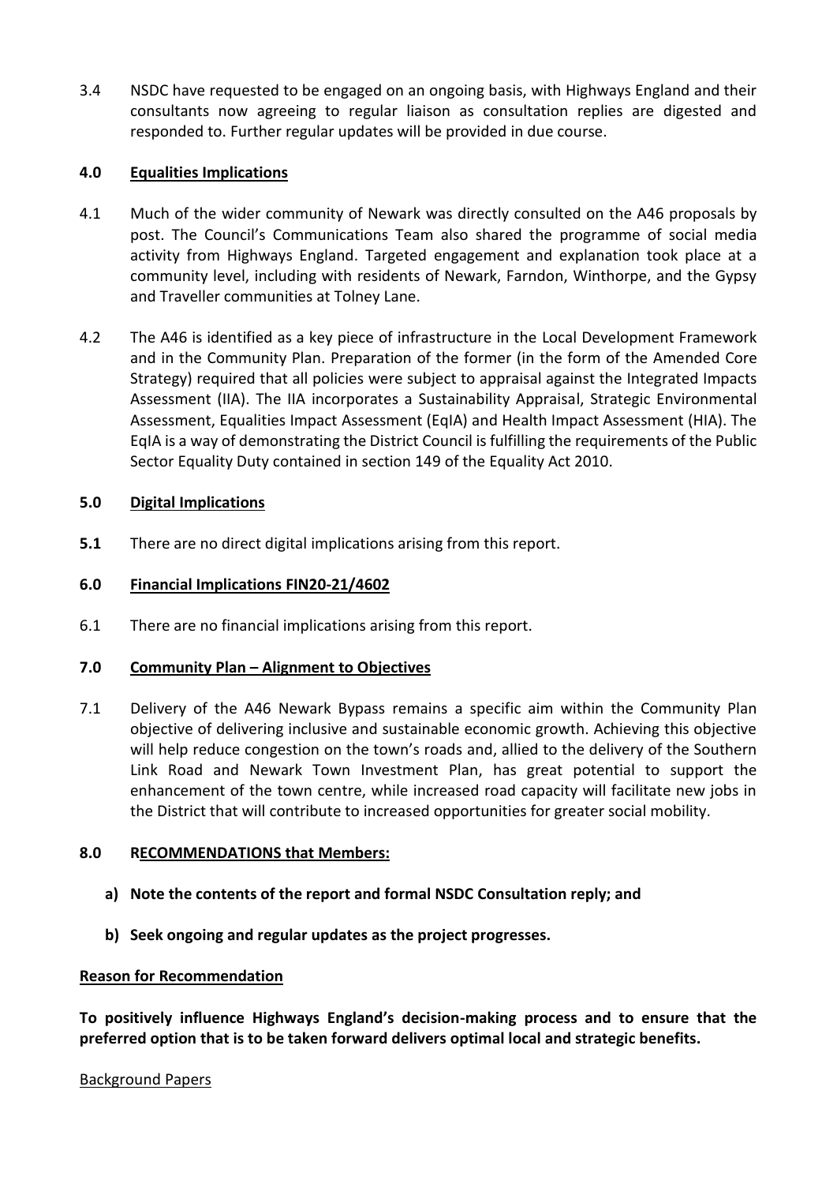3.4 NSDC have requested to be engaged on an ongoing basis, with Highways England and their consultants now agreeing to regular liaison as consultation replies are digested and responded to. Further regular updates will be provided in due course.

## 4.0 Equalities Implications

4.1 Much of the wider community of Newark was directly consulted on the A46 proposals by post. The Council's Communications Team also shared the programme of social media activity from Highways England. Targeted engagement and explanation took place at a community level, including with residents of Newark, Farndon, Winthorpe, and the Gypsy and Traveller communities at Tolney Lane.

4.2 The A46 is identified as a key piece of infrastructure in the Local Development Framework and in the Community Plan. Preparation of the former (in the form of the Amended Core Strategy) required that all policies were subject to appraisal against the Integrated Impacts Assessment (IIA). The IIA incorporates a Sustainability Appraisal, Strategic Environmental Assessment, Equalities Impact Assessment (EqIA) and Health Impact Assessment (HIA). The EqIA is a way of demonstrating the District Council is fulfilling the requirements of the Public Sector Equality Duty contained in section 149 of the Equality Act 2010.

## 5.0 Digital Implications

**5.1** There are no direct digital implications arising from this report.

## 6.0 Financial Implications FIN20-21/4602

6.1 There are no financial implications arising from this report.

## 7.0 Community Plan – Alignment to Objectives

7.1 Delivery of the A46 Newark Bypass remains a specific aim within the Community Plan objective of delivering inclusive and sustainable economic growth. Achieving this objective will help reduce congestion on the town's roads and, allied to the delivery of the Southern Link Road and Newark Town Investment Plan, has great potential to support the enhancement of the town centre, while increased road capacity will facilitate new jobs in the District that will contribute to increased opportunities for greater social mobility.

## 8.0 RECOMMENDATIONS that Members:

**a) Note the contents of the report and formal NSDC Consultation reply; and**

**b) Seek ongoing and regular updates as the project progresses.**

**Reason for Recommendation**

**To positively influence Highways England's decision-making process and to ensure that the preferred option that is to be taken forward delivers optimal local and strategic benefits.**

Background Papers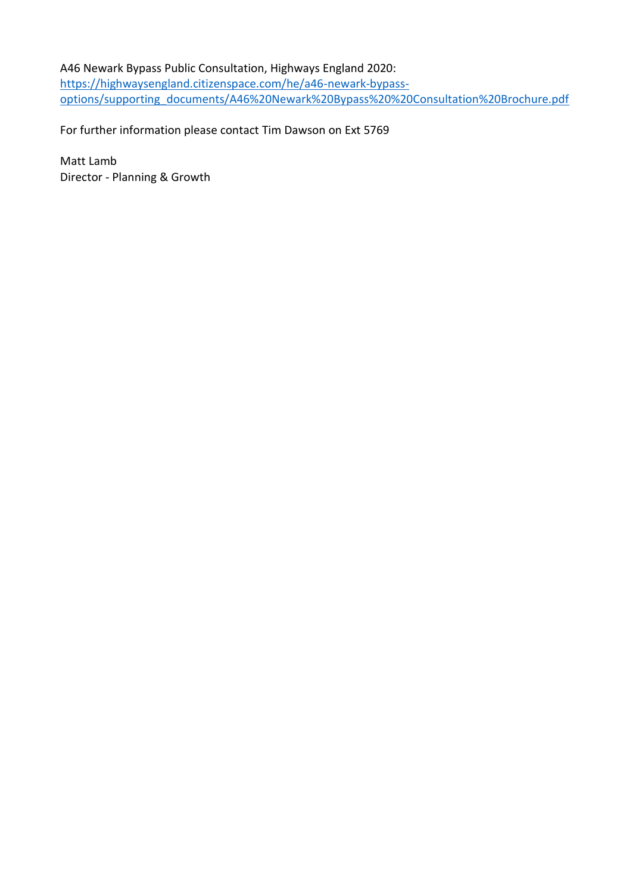A46 Newark Bypass Public Consultation, Highways England 2020:
https://highwaysengland.citizenspace.com/he/a46-newark-bypass-options/supporting_documents/A46%20Newark%20Bypass%20%20Consultation%20Brochure.pdf

For further information please contact Tim Dawson on Ext 5769

Matt Lamb
Director - Planning & Growth